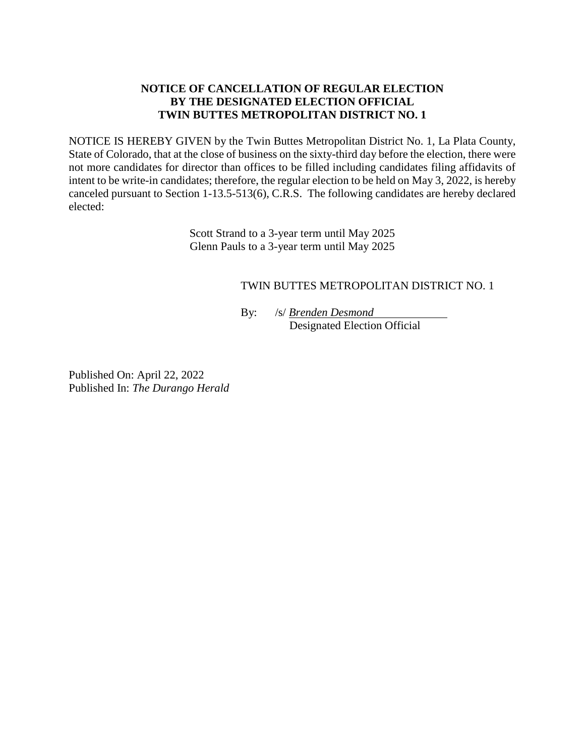**NOTICE OF CANCELLATION OF REGULAR ELECTION**
**BY THE DESIGNATED ELECTION OFFICIAL**
**TWIN BUTTES METROPOLITAN DISTRICT NO. 1**

NOTICE IS HEREBY GIVEN by the Twin Buttes Metropolitan District No. 1, La Plata County, State of Colorado, that at the close of business on the sixty-third day before the election, there were not more candidates for director than offices to be filled including candidates filing affidavits of intent to be write-in candidates; therefore, the regular election to be held on May 3, 2022, is hereby canceled pursuant to Section 1-13.5-513(6), C.R.S. The following candidates are hereby declared elected:

Scott Strand to a 3-year term until May 2025
Glenn Pauls to a 3-year term until May 2025

TWIN BUTTES METROPOLITAN DISTRICT NO. 1

By: /s/ *Brenden Desmond*
Designated Election Official

Published On: April 22, 2022
Published In: *The Durango Herald*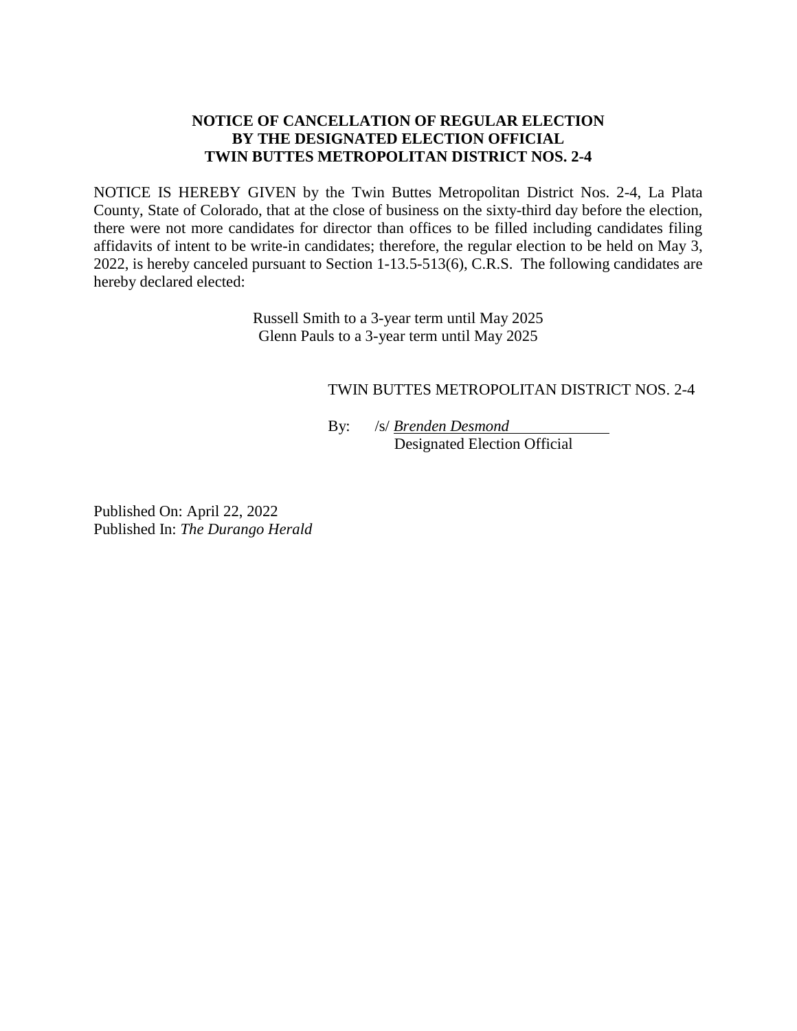**NOTICE OF CANCELLATION OF REGULAR ELECTION**
**BY THE DESIGNATED ELECTION OFFICIAL**
**TWIN BUTTES METROPOLITAN DISTRICT NOS. 2-4**

NOTICE IS HEREBY GIVEN by the Twin Buttes Metropolitan District Nos. 2-4, La Plata County, State of Colorado, that at the close of business on the sixty-third day before the election, there were not more candidates for director than offices to be filled including candidates filing affidavits of intent to be write-in candidates; therefore, the regular election to be held on May 3, 2022, is hereby canceled pursuant to Section 1-13.5-513(6), C.R.S. The following candidates are hereby declared elected:

Russell Smith to a 3-year term until May 2025
Glenn Pauls to a 3-year term until May 2025

TWIN BUTTES METROPOLITAN DISTRICT NOS. 2-4

By: /s/ *Brenden Desmond*
Designated Election Official

Published On: April 22, 2022
Published In: *The Durango Herald*